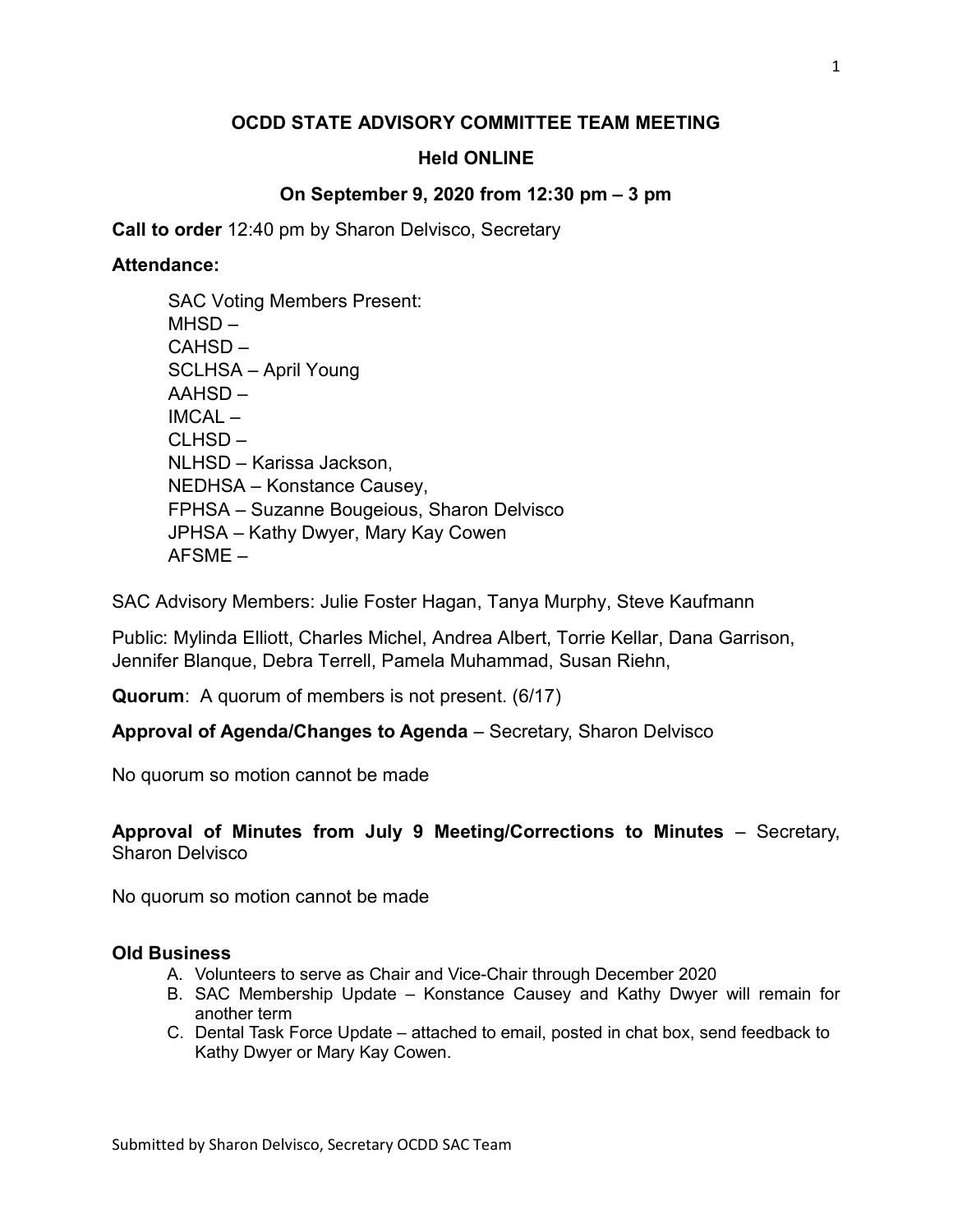# OCDD STATE ADVISORY COMMITTEE TEAM MEETING

## Held ONLINE

## On September 9, 2020 from 12:30 pm – 3 pm

**Call to order** 12:40 pm by Sharon Delvisco, Secretary

**Attendance:**

SAC Voting Members Present:
MHSD –
CAHSD –
SCLHSA – April Young
AAHSD –
IMCAL –
CLHSD –
NLHSD – Karissa Jackson,
NEDHSA – Konstance Causey,
FPHSA – Suzanne Bougeious, Sharon Delvisco
JPHSA – Kathy Dwyer, Mary Kay Cowen
AFSME –

SAC Advisory Members: Julie Foster Hagan, Tanya Murphy, Steve Kaufmann

Public: Mylinda Elliott, Charles Michel, Andrea Albert, Torrie Kellar, Dana Garrison, Jennifer Blanque, Debra Terrell, Pamela Muhammad, Susan Riehn,

**Quorum**: A quorum of members is not present. (6/17)

**Approval of Agenda/Changes to Agenda** – Secretary, Sharon Delvisco

No quorum so motion cannot be made

**Approval of Minutes from July 9 Meeting/Corrections to Minutes** – Secretary, Sharon Delvisco

No quorum so motion cannot be made

**Old Business**

A. Volunteers to serve as Chair and Vice-Chair through December 2020
B. SAC Membership Update – Konstance Causey and Kathy Dwyer will remain for another term
C. Dental Task Force Update – attached to email, posted in chat box, send feedback to Kathy Dwyer or Mary Kay Cowen.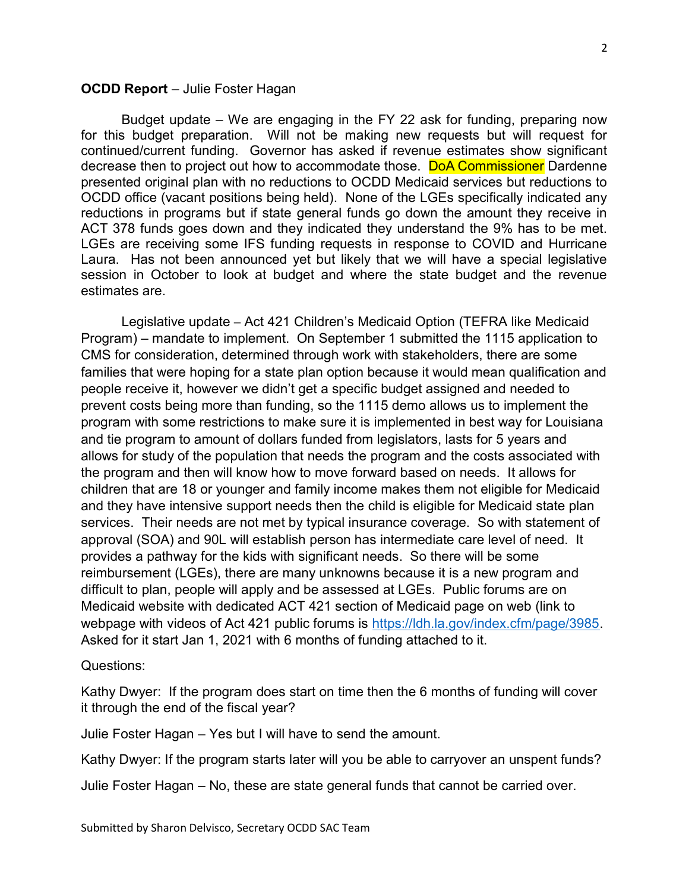**OCDD Report** – Julie Foster Hagan

Budget update – We are engaging in the FY 22 ask for funding, preparing now for this budget preparation. Will not be making new requests but will request for continued/current funding. Governor has asked if revenue estimates show significant decrease then to project out how to accommodate those. DoA Commissioner Dardenne presented original plan with no reductions to OCDD Medicaid services but reductions to OCDD office (vacant positions being held). None of the LGEs specifically indicated any reductions in programs but if state general funds go down the amount they receive in ACT 378 funds goes down and they indicated they understand the 9% has to be met. LGEs are receiving some IFS funding requests in response to COVID and Hurricane Laura. Has not been announced yet but likely that we will have a special legislative session in October to look at budget and where the state budget and the revenue estimates are.

Legislative update – Act 421 Children's Medicaid Option (TEFRA like Medicaid Program) – mandate to implement. On September 1 submitted the 1115 application to CMS for consideration, determined through work with stakeholders, there are some families that were hoping for a state plan option because it would mean qualification and people receive it, however we didn't get a specific budget assigned and needed to prevent costs being more than funding, so the 1115 demo allows us to implement the program with some restrictions to make sure it is implemented in best way for Louisiana and tie program to amount of dollars funded from legislators, lasts for 5 years and allows for study of the population that needs the program and the costs associated with the program and then will know how to move forward based on needs. It allows for children that are 18 or younger and family income makes them not eligible for Medicaid and they have intensive support needs then the child is eligible for Medicaid state plan services. Their needs are not met by typical insurance coverage. So with statement of approval (SOA) and 90L will establish person has intermediate care level of need. It provides a pathway for the kids with significant needs. So there will be some reimbursement (LGEs), there are many unknowns because it is a new program and difficult to plan, people will apply and be assessed at LGEs. Public forums are on Medicaid website with dedicated ACT 421 section of Medicaid page on web (link to webpage with videos of Act 421 public forums is https://ldh.la.gov/index.cfm/page/3985. Asked for it start Jan 1, 2021 with 6 months of funding attached to it.

Questions:

Kathy Dwyer: If the program does start on time then the 6 months of funding will cover it through the end of the fiscal year?

Julie Foster Hagan – Yes but I will have to send the amount.

Kathy Dwyer: If the program starts later will you be able to carryover an unspent funds?

Julie Foster Hagan – No, these are state general funds that cannot be carried over.

Submitted by Sharon Delvisco, Secretary OCDD SAC Team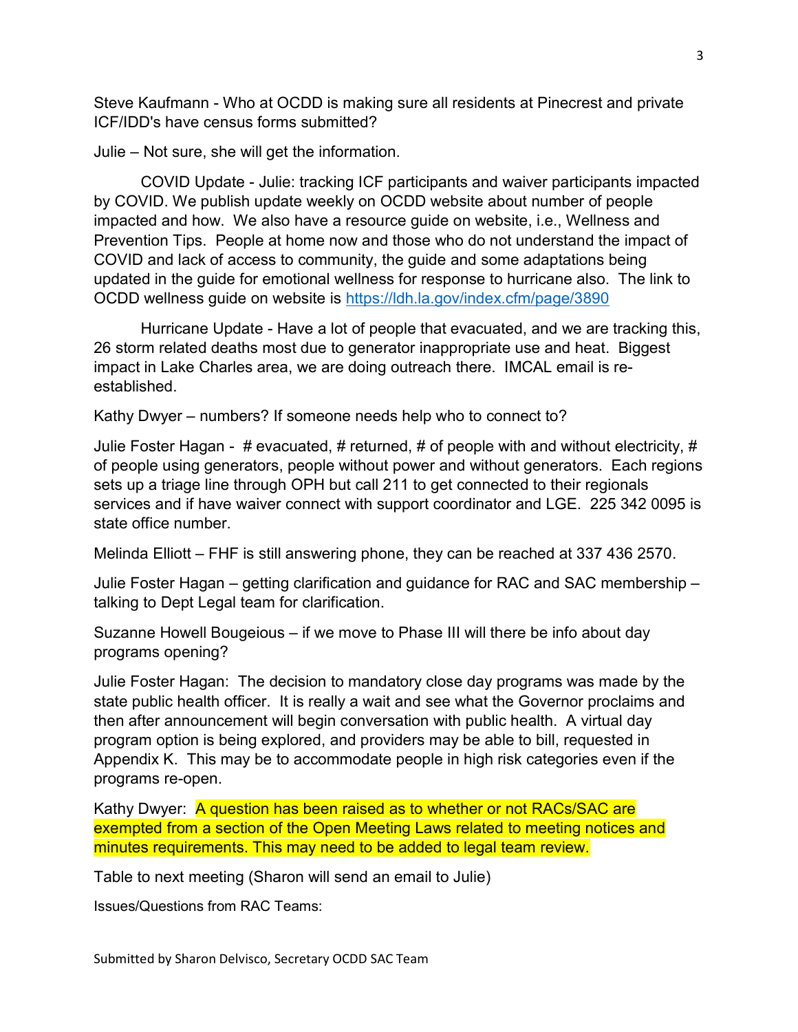Steve Kaufmann - Who at OCDD is making sure all residents at Pinecrest and private ICF/IDD's have census forms submitted?

Julie – Not sure, she will get the information.

COVID Update - Julie: tracking ICF participants and waiver participants impacted by COVID. We publish update weekly on OCDD website about number of people impacted and how. We also have a resource guide on website, i.e., Wellness and Prevention Tips. People at home now and those who do not understand the impact of COVID and lack of access to community, the guide and some adaptations being updated in the guide for emotional wellness for response to hurricane also. The link to OCDD wellness guide on website is https://ldh.la.gov/index.cfm/page/3890

Hurricane Update - Have a lot of people that evacuated, and we are tracking this, 26 storm related deaths most due to generator inappropriate use and heat. Biggest impact in Lake Charles area, we are doing outreach there. IMCAL email is re-established.

Kathy Dwyer – numbers? If someone needs help who to connect to?

Julie Foster Hagan - # evacuated, # returned, # of people with and without electricity, # of people using generators, people without power and without generators. Each regions sets up a triage line through OPH but call 211 to get connected to their regionals services and if have waiver connect with support coordinator and LGE. 225 342 0095 is state office number.

Melinda Elliott – FHF is still answering phone, they can be reached at 337 436 2570.

Julie Foster Hagan – getting clarification and guidance for RAC and SAC membership – talking to Dept Legal team for clarification.

Suzanne Howell Bougeious – if we move to Phase III will there be info about day programs opening?

Julie Foster Hagan: The decision to mandatory close day programs was made by the state public health officer. It is really a wait and see what the Governor proclaims and then after announcement will begin conversation with public health. A virtual day program option is being explored, and providers may be able to bill, requested in Appendix K. This may be to accommodate people in high risk categories even if the programs re-open.

Kathy Dwyer: A question has been raised as to whether or not RACs/SAC are exempted from a section of the Open Meeting Laws related to meeting notices and minutes requirements. This may need to be added to legal team review.

Table to next meeting (Sharon will send an email to Julie)

Issues/Questions from RAC Teams:

Submitted by Sharon Delvisco, Secretary OCDD SAC Team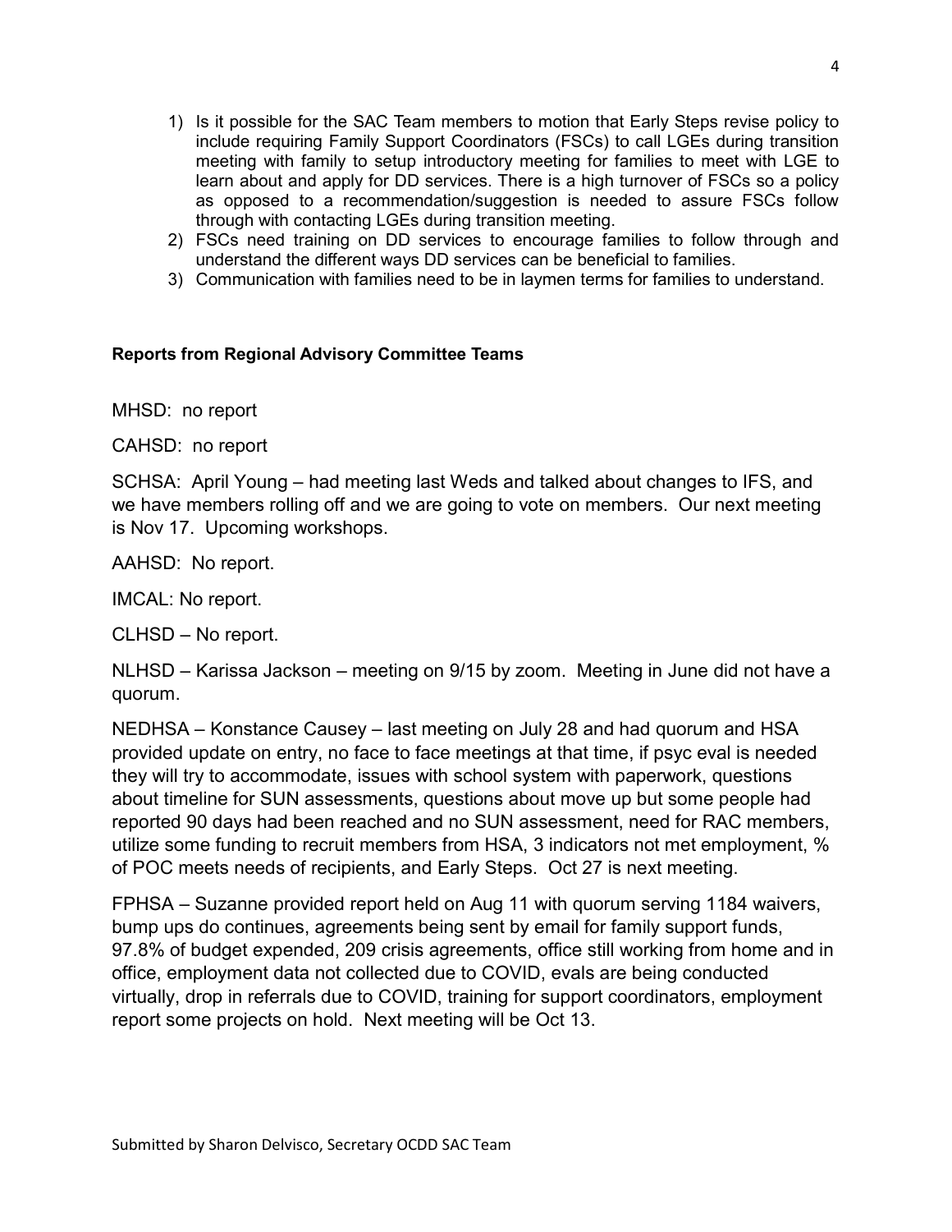1) Is it possible for the SAC Team members to motion that Early Steps revise policy to include requiring Family Support Coordinators (FSCs) to call LGEs during transition meeting with family to setup introductory meeting for families to meet with LGE to learn about and apply for DD services. There is a high turnover of FSCs so a policy as opposed to a recommendation/suggestion is needed to assure FSCs follow through with contacting LGEs during transition meeting.
2) FSCs need training on DD services to encourage families to follow through and understand the different ways DD services can be beneficial to families.
3) Communication with families need to be in laymen terms for families to understand.

**Reports from Regional Advisory Committee Teams**

MHSD: no report

CAHSD: no report

SCHSA: April Young – had meeting last Weds and talked about changes to IFS, and we have members rolling off and we are going to vote on members. Our next meeting is Nov 17. Upcoming workshops.

AAHSD: No report.

IMCAL: No report.

CLHSD – No report.

NLHSD – Karissa Jackson – meeting on 9/15 by zoom. Meeting in June did not have a quorum.

NEDHSA – Konstance Causey – last meeting on July 28 and had quorum and HSA provided update on entry, no face to face meetings at that time, if psyc eval is needed they will try to accommodate, issues with school system with paperwork, questions about timeline for SUN assessments, questions about move up but some people had reported 90 days had been reached and no SUN assessment, need for RAC members, utilize some funding to recruit members from HSA, 3 indicators not met employment, % of POC meets needs of recipients, and Early Steps. Oct 27 is next meeting.

FPHSA – Suzanne provided report held on Aug 11 with quorum serving 1184 waivers, bump ups do continues, agreements being sent by email for family support funds, 97.8% of budget expended, 209 crisis agreements, office still working from home and in office, employment data not collected due to COVID, evals are being conducted virtually, drop in referrals due to COVID, training for support coordinators, employment report some projects on hold. Next meeting will be Oct 13.

Submitted by Sharon Delvisco, Secretary OCDD SAC Team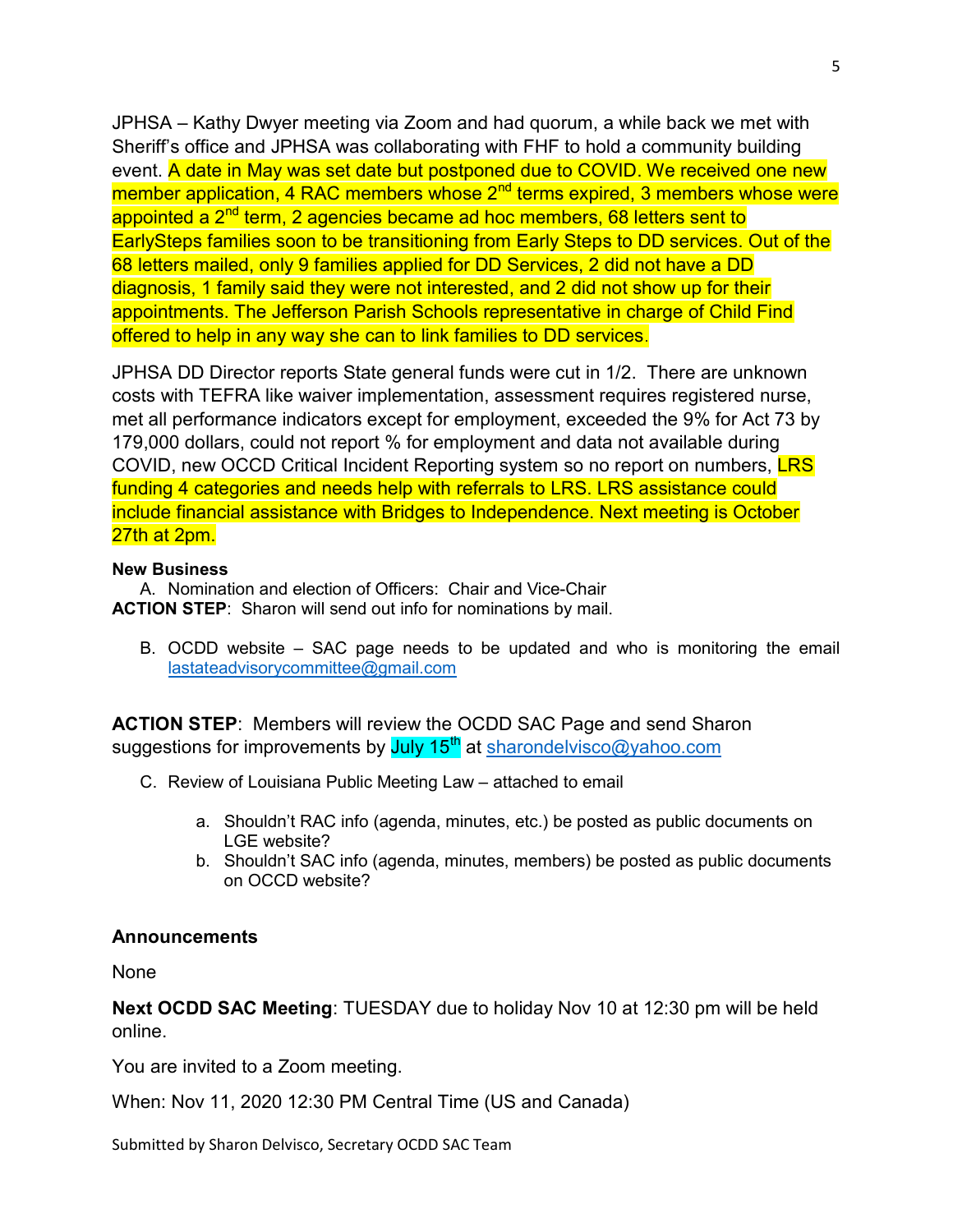JPHSA – Kathy Dwyer meeting via Zoom and had quorum, a while back we met with Sheriff's office and JPHSA was collaborating with FHF to hold a community building event. A date in May was set date but postponed due to COVID. We received one new member application, 4 RAC members whose 2nd terms expired, 3 members whose were appointed a 2nd term, 2 agencies became ad hoc members, 68 letters sent to EarlySteps families soon to be transitioning from Early Steps to DD services. Out of the 68 letters mailed, only 9 families applied for DD Services, 2 did not have a DD diagnosis, 1 family said they were not interested, and 2 did not show up for their appointments. The Jefferson Parish Schools representative in charge of Child Find offered to help in any way she can to link families to DD services.

JPHSA DD Director reports State general funds were cut in 1/2. There are unknown costs with TEFRA like waiver implementation, assessment requires registered nurse, met all performance indicators except for employment, exceeded the 9% for Act 73 by 179,000 dollars, could not report % for employment and data not available during COVID, new OCCD Critical Incident Reporting system so no report on numbers, LRS funding 4 categories and needs help with referrals to LRS. LRS assistance could include financial assistance with Bridges to Independence. Next meeting is October 27th at 2pm.

**New Business**

A. Nomination and election of Officers: Chair and Vice-Chair

**ACTION STEP**: Sharon will send out info for nominations by mail.

B. OCDD website – SAC page needs to be updated and who is monitoring the email lastateadvisorycommittee@gmail.com

**ACTION STEP**: Members will review the OCDD SAC Page and send Sharon suggestions for improvements by July 15th at sharondelvisco@yahoo.com

C. Review of Louisiana Public Meeting Law – attached to email

a. Shouldn't RAC info (agenda, minutes, etc.) be posted as public documents on LGE website?
b. Shouldn't SAC info (agenda, minutes, members) be posted as public documents on OCCD website?

### Announcements

None

**Next OCDD SAC Meeting**: TUESDAY due to holiday Nov 10 at 12:30 pm will be held online.

You are invited to a Zoom meeting.

When: Nov 11, 2020 12:30 PM Central Time (US and Canada)

Submitted by Sharon Delvisco, Secretary OCDD SAC Team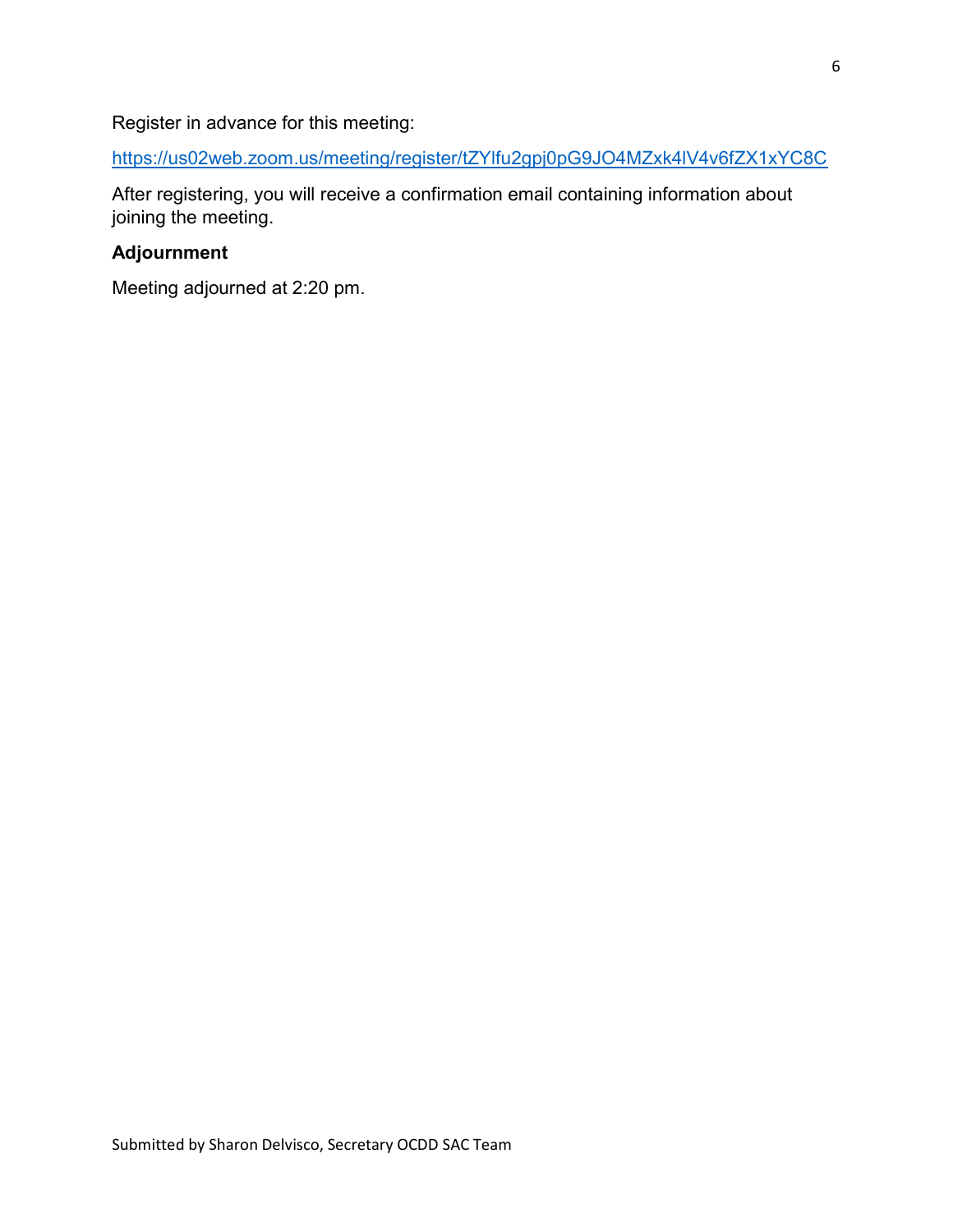Register in advance for this meeting:

https://us02web.zoom.us/meeting/register/tZYlfu2gpj0pG9JO4MZxk4lV4v6fZX1xYC8C

After registering, you will receive a confirmation email containing information about joining the meeting.

**Adjournment**

Meeting adjourned at 2:20 pm.

Submitted by Sharon Delvisco, Secretary OCDD SAC Team